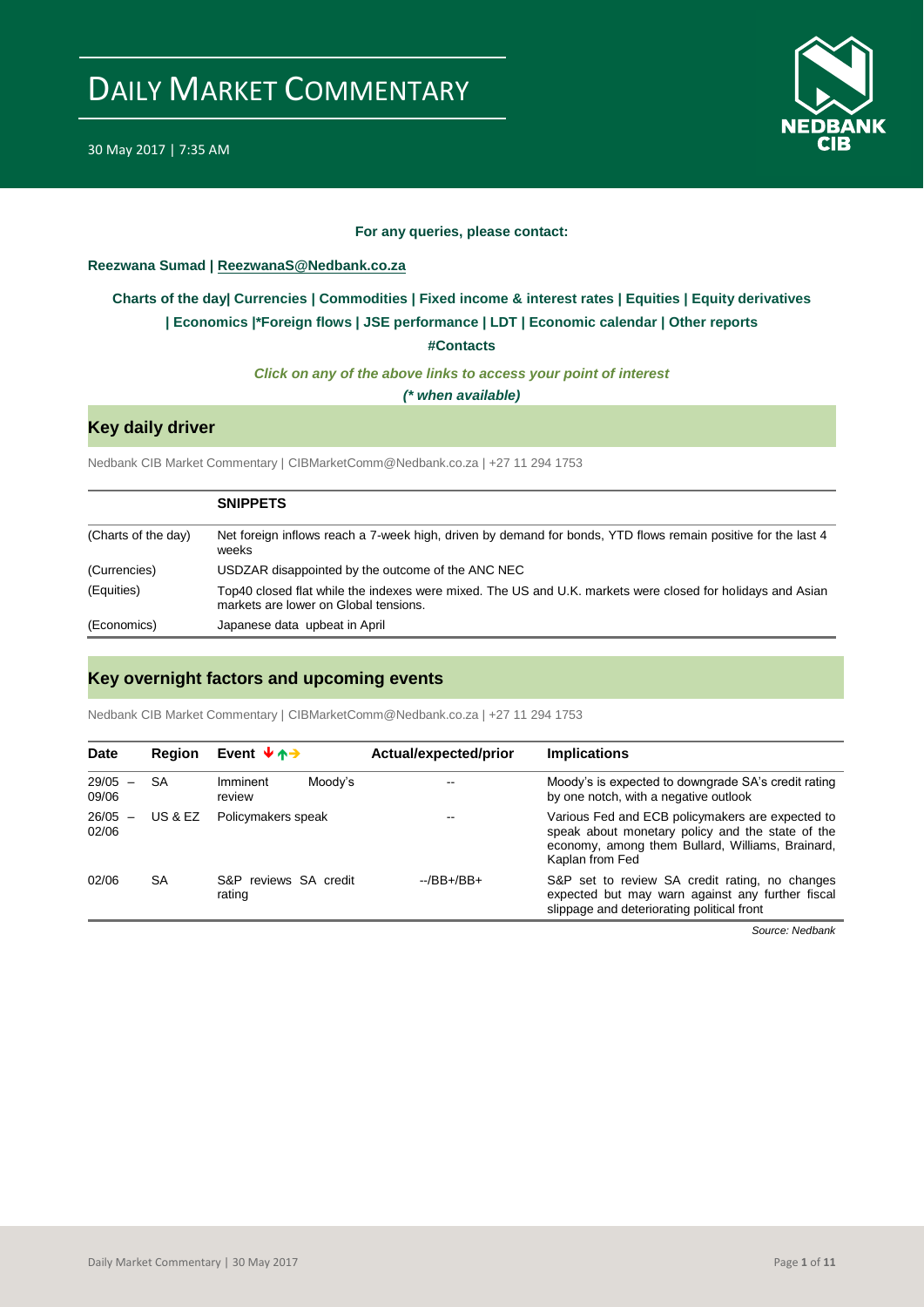# DAILY MARKET COMMENTARY

30 May 2017 | 7:35 AM

**For any queries, please contact:**

**Reezwana Sumad | ReezwanaS@Nedbank.co.za**

**Charts of the day| Currencies | Commodities | Fixed income & interest rates | Equities | Equity derivatives | Economics |*Foreign flows | JSE performance | LDT | Economic calendar | Other reports**

**#Contacts**

***Click on any of the above links to access your point of interest***

***(* when available)***

## Key daily driver

Nedbank CIB Market Commentary | CIBMarketComm@Nedbank.co.za | +27 11 294 1753

| | SNIPPETS |
|---|---|
| (Charts of the day) | Net foreign inflows reach a 7-week high, driven by demand for bonds, YTD flows remain positive for the last 4 weeks |
| (Currencies) | USDZAR disappointed by the outcome of the ANC NEC |
| (Equities) | Top40 closed flat while the indexes were mixed. The US and U.K. markets were closed for holidays and Asian markets are lower on Global tensions. |
| (Economics) | Japanese data upbeat in April |

## Key overnight factors and upcoming events

Nedbank CIB Market Commentary | CIBMarketComm@Nedbank.co.za | +27 11 294 1753

| Date | Region | Event ↓↑→ | Actual/expected/prior | Implications |
|---|---|---|---|---|
| 29/05 – 09/06 | SA | Imminent Moody's review | -- | Moody's is expected to downgrade SA's credit rating by one notch, with a negative outlook |
| 26/05 – 02/06 | US & EZ | Policymakers speak | -- | Various Fed and ECB policymakers are expected to speak about monetary policy and the state of the economy, among them Bullard, Williams, Brainard, Kaplan from Fed |
| 02/06 | SA | S&P reviews SA credit rating | --/BB+/BB+ | S&P set to review SA credit rating, no changes expected but may warn against any further fiscal slippage and deteriorating political front |

*Source: Nedbank*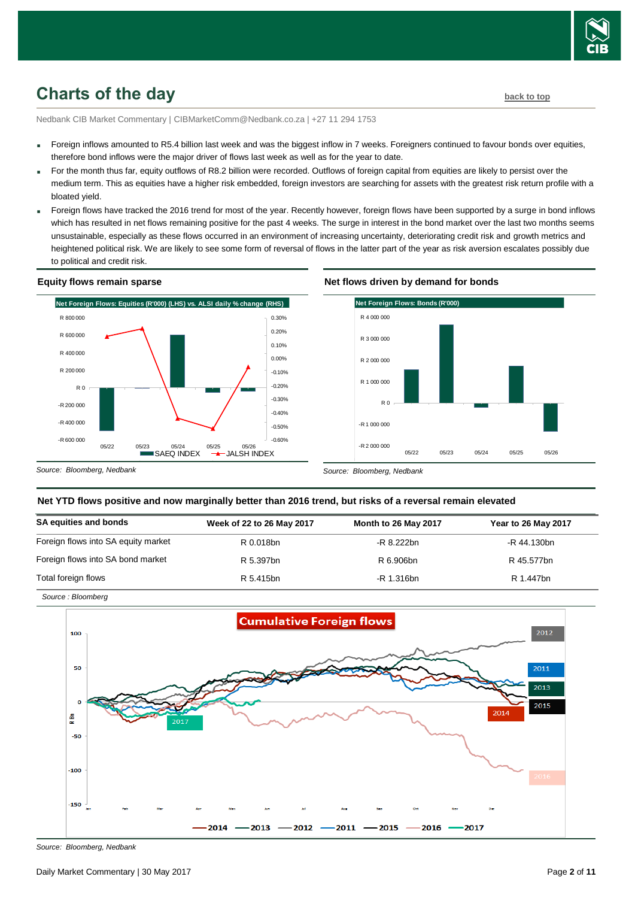## Charts of the day

back to top

Nedbank CIB Market Commentary | CIBMarketComm@Nedbank.co.za | +27 11 294 1753

- Foreign inflows amounted to R5.4 billion last week and was the biggest inflow in 7 weeks. Foreigners continued to favour bonds over equities, therefore bond inflows were the major driver of flows last week as well as for the year to date.
- For the month thus far, equity outflows of R8.2 billion were recorded. Outflows of foreign capital from equities are likely to persist over the medium term. This as equities have a higher risk embedded, foreign investors are searching for assets with the greatest risk return profile with a bloated yield.
- Foreign flows have tracked the 2016 trend for most of the year. Recently however, foreign flows have been supported by a surge in bond inflows which has resulted in net flows remaining positive for the past 4 weeks. The surge in interest in the bond market over the last two months seems unsustainable, especially as these flows occurred in an environment of increasing uncertainty, deteriorating credit risk and growth metrics and heightened political risk. We are likely to see some form of reversal of flows in the latter part of the year as risk aversion escalates possibly due to political and credit risk.

### Equity flows remain sparse

Net Foreign Flows: Equities (R'000) (LHS) vs. ALSI daily % change (RHS)

Source: Bloomberg, Nedbank

### Net flows driven by demand for bonds

Net Foreign Flows: Bonds (R'000)

Source: Bloomberg, Nedbank

### Net YTD flows positive and now marginally better than 2016 trend, but risks of a reversal remain elevated

| SA equities and bonds | Week of 22 to 26 May 2017 | Month to 26 May 2017 | Year to 26 May 2017 |
|---|---|---|---|
| Foreign flows into SA equity market | R 0.018bn | -R 8.222bn | -R 44.130bn |
| Foreign flows into SA bond market | R 5.397bn | R 6.906bn | R 45.577bn |
| Total foreign flows | R 5.415bn | -R 1.316bn | R 1.447bn |

*Source : Bloomberg*

Cumulative Foreign flows

Source: Bloomberg, Nedbank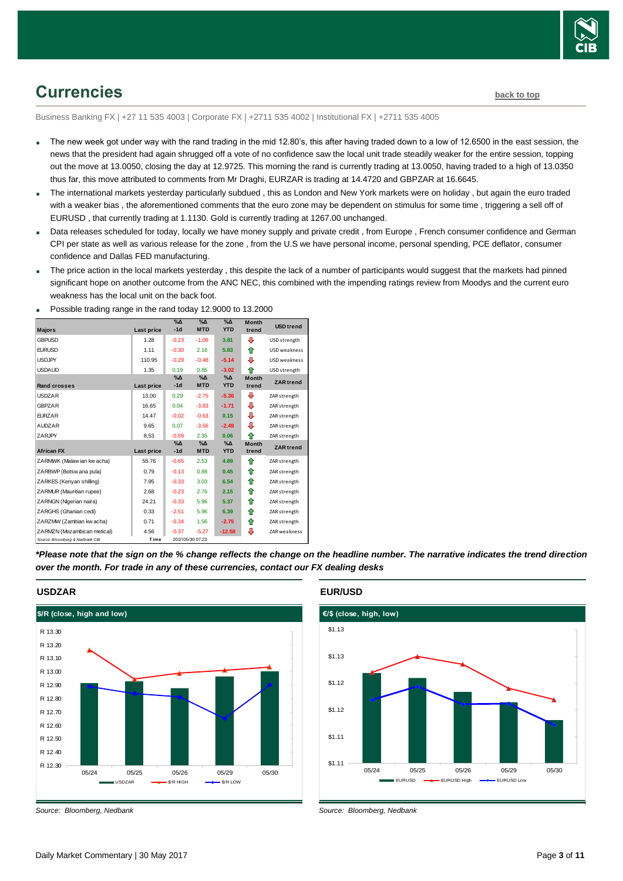## Currencies

back to top

Business Banking FX | +27 11 535 4003 | Corporate FX | +2711 535 4002 | Institutional FX | +2711 535 4005

- The new week got under way with the rand trading in the mid 12.80's, this after having traded down to a low of 12.6500 in the east session, the news that the president had again shrugged off a vote of no confidence saw the local unit trade steadily weaker for the entire session, topping out the move at 13.0050, closing the day at 12.9725. This morning the rand is currently trading at 13.0050, having traded to a high of 13.0350 thus far, this move attributed to comments from Mr Draghi, EURZAR is trading at 14.4720 and GBPZAR at 16.6645.
- The international markets yesterday particularly subdued , this as London and New York markets were on holiday , but again the euro traded with a weaker bias , the aforementioned comments that the euro zone may be dependent on stimulus for some time , triggering a sell off of EURUSD , that currently trading at 1.1130. Gold is currently trading at 1267.00 unchanged.
- Data releases scheduled for today, locally we have money supply and private credit , from Europe , French consumer confidence and German CPI per state as well as various release for the zone , from the U.S we have personal income, personal spending, PCE deflator, consumer confidence and Dallas FED manufacturing.
- The price action in the local markets yesterday , this despite the lack of a number of participants would suggest that the markets had pinned significant hope on another outcome from the ANC NEC, this combined with the impending ratings review from Moodys and the current euro weakness has the local unit on the back foot.
- Possible trading range in the rand today 12.9000 to 13.2000

| Majors | Last price | %Δ -1d | %Δ MTD | %Δ YTD | Month trend | USD trend |
|---|---|---|---|---|---|---|
| GBPUSD | 1.28 | -0.23 | -1.09 | 3.81 | ⇩ | USD strength |
| EURUSD | 1.11 | -0.30 | 2.16 | 5.83 | ⇧ | USD weakness |
| USDJPY | 110.95 | -0.29 | -0.48 | -5.14 | ⇩ | USD weakness |
| USDAUD | 1.35 | 0.19 | 0.85 | -3.02 | ⇧ | USD strength |
| **Rand crosses** | **Last price** | **%Δ -1d** | **%Δ MTD** | **%Δ YTD** | **Month trend** | **ZAR trend** |
| USDZAR | 13.00 | 0.29 | -2.75 | -5.36 | ⇩ | ZAR strength |
| GBPZAR | 16.65 | 0.04 | -3.83 | -1.71 | ⇩ | ZAR strength |
| EURZAR | 14.47 | -0.02 | -0.63 | 0.15 | ⇩ | ZAR strength |
| AUDZAR | 9.65 | 0.07 | -3.56 | -2.49 | ⇩ | ZAR strength |
| ZARJPY | 8.53 | -0.59 | 2.35 | 0.06 | ⇧ | ZAR strength |
| **African FX** | **Last price** | **%Δ -1d** | **%Δ MTD** | **%Δ YTD** | **Month trend** | **ZAR trend** |
| ZARMWK (Malawian kwacha) | 55.76 | -0.65 | 2.53 | 4.89 | ⇧ | ZAR strength |
| ZARBWP (Botswana pula) | 0.79 | -0.13 | 0.88 | 0.45 | ⇧ | ZAR strength |
| ZARKES (Kenyan shilling) | 7.95 | -0.33 | 3.03 | 6.54 | ⇧ | ZAR strength |
| ZARMUR (Mauritian rupee) | 2.68 | -0.23 | 2.76 | 2.15 | ⇧ | ZAR strength |
| ZARNGN (Nigerian naira) | 24.21 | -0.33 | 5.96 | 5.37 | ⇧ | ZAR strength |
| ZARGHS (Ghanian cedi) | 0.33 | -2.51 | 5.96 | 6.39 | ⇧ | ZAR strength |
| ZARZMW (Zambian kwacha) | 0.71 | -0.34 | 1.56 | -2.75 | ⇧ | ZAR strength |
| ZARMZN (Mozambican metical) | 4.56 | -0.37 | -5.27 | -12.58 | ⇩ | ZAR weakness |
| Source: Bloomberg & Nedbank CIB | Time | 2017/05/30 07:23 | | | | |

***Please note that the sign on the % change reflects the change on the headline number. The narrative indicates the trend direction over the month. For trade in any of these currencies, contact our FX dealing desks***

### USDZAR

$/R (close, high and low)

Source: Bloomberg, Nedbank

### EUR/USD

€/$ (close, high, low)

Source: Bloomberg, Nedbank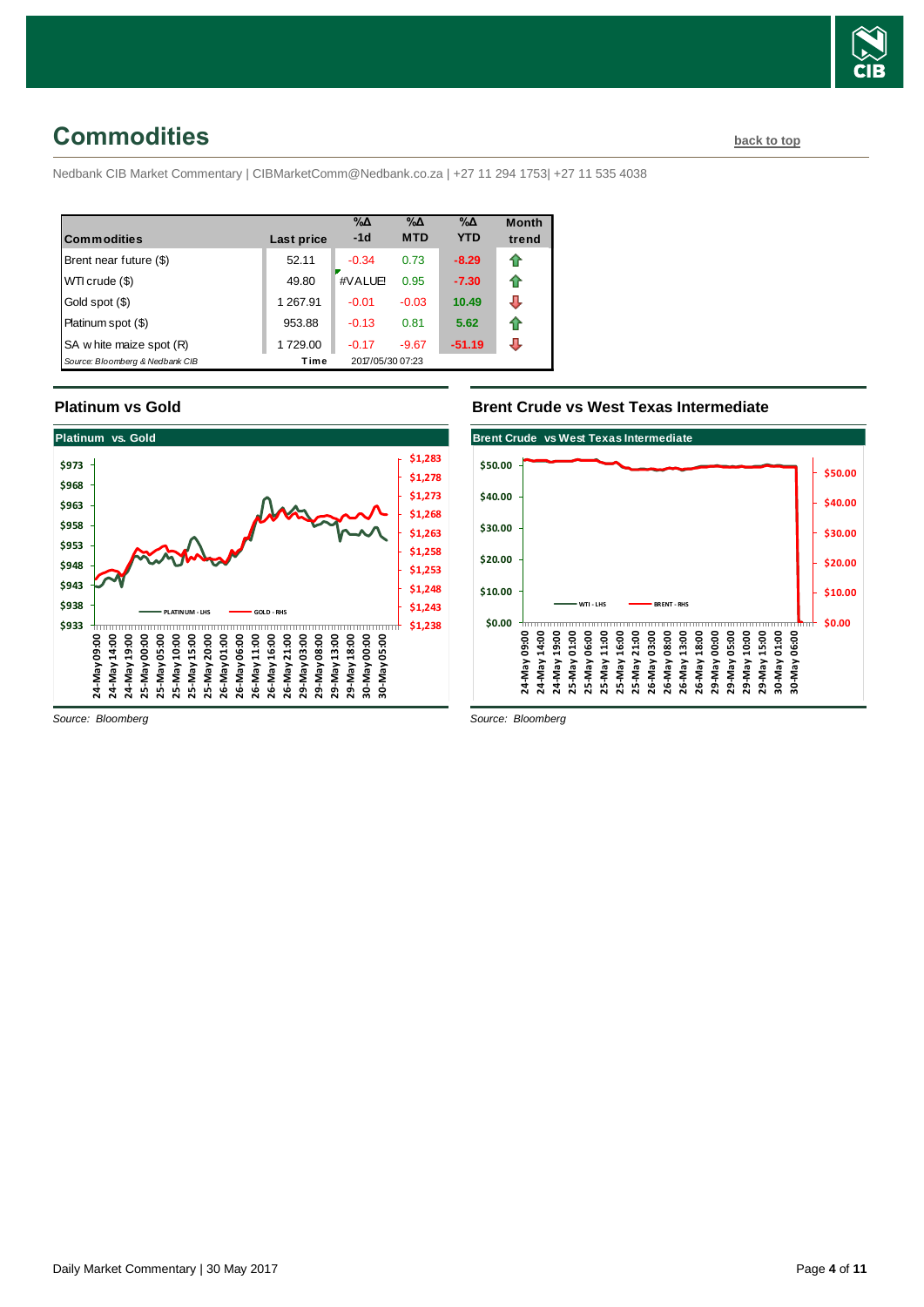## Commodities

back to top

Nedbank CIB Market Commentary | CIBMarketComm@Nedbank.co.za | +27 11 294 1753| +27 11 535 4038

| Commodities | Last price | %Δ -1d | %Δ MTD | %Δ YTD | Month trend |
|---|---|---|---|---|---|
| Brent near future ($) | 52.11 | -0.34 | 0.73 | -8.29 | ⇧ |
| WTI crude ($) | 49.80 | #VALUE! | 0.95 | -7.30 | ⇧ |
| Gold spot ($) | 1 267.91 | -0.01 | -0.03 | 10.49 | ⇩ |
| Platinum spot ($) | 953.88 | -0.13 | 0.81 | 5.62 | ⇧ |
| SA white maize spot (R) | 1 729.00 | -0.17 | -9.67 | -51.19 | ⇩ |
| *Source: Bloomberg & Nedbank CIB* | Time | 2017/05/30 07:23 | | | |

### Platinum vs Gold

*Source: Bloomberg*

### Brent Crude vs West Texas Intermediate

*Source: Bloomberg*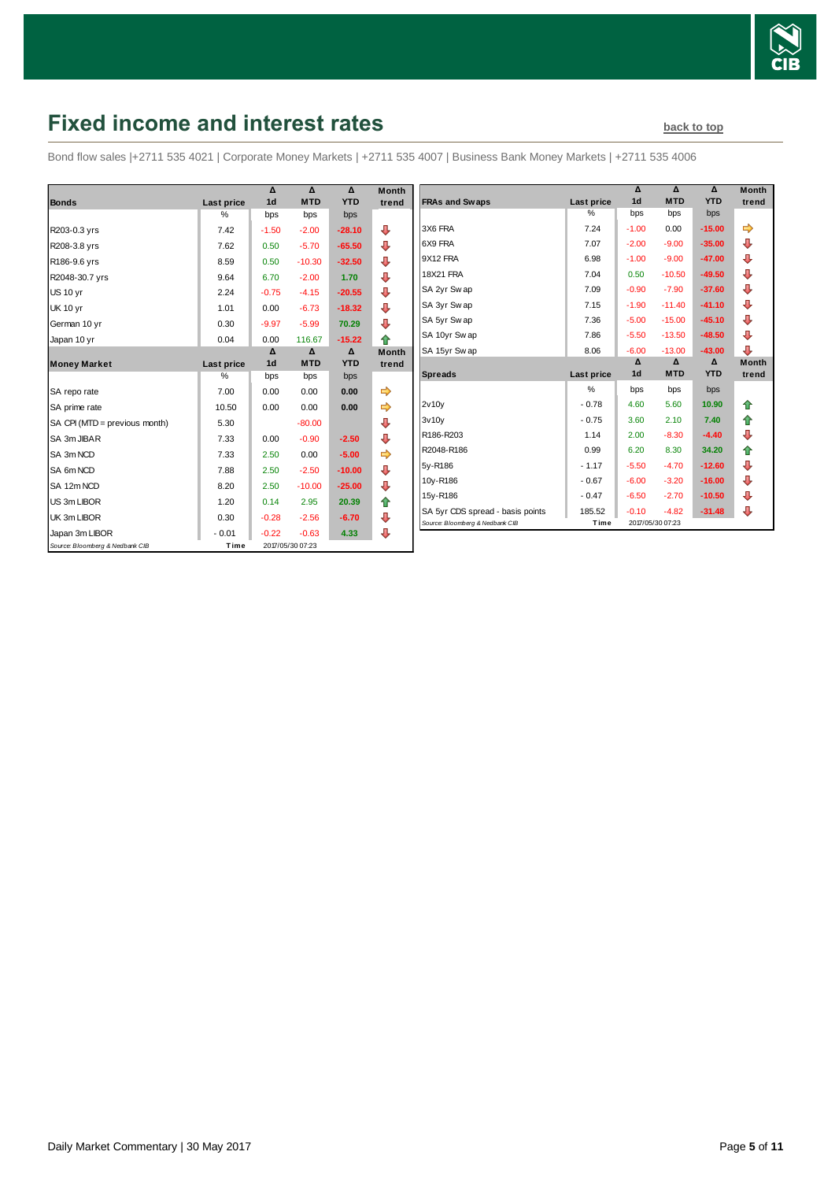# Fixed income and interest rates

back to top

Bond flow sales |+2711 535 4021 | Corporate Money Markets | +2711 535 4007 | Business Bank Money Markets | +2711 535 4006

| Bonds | Last price | Δ 1d | Δ MTD | Δ YTD | Month trend |
|---|---|---|---|---|---|
| | % | bps | bps | bps | |
| R203-0.3 yrs | 7.42 | -1.50 | -2.00 | -28.10 | ⇩ |
| R208-3.8 yrs | 7.62 | 0.50 | -5.70 | -65.50 | ⇩ |
| R186-9.6 yrs | 8.59 | 0.50 | -10.30 | -32.50 | ⇩ |
| R2048-30.7 yrs | 9.64 | 6.70 | -2.00 | 1.70 | ⇩ |
| US 10 yr | 2.24 | -0.75 | -4.15 | -20.55 | ⇩ |
| UK 10 yr | 1.01 | 0.00 | -6.73 | -18.32 | ⇩ |
| German 10 yr | 0.30 | -9.97 | -5.99 | 70.29 | ⇩ |
| Japan 10 yr | 0.04 | 0.00 | 116.67 | -15.22 | ⇧ |

| Money Market | Last price | Δ 1d | Δ MTD | Δ YTD | Month trend |
|---|---|---|---|---|---|
| | % | bps | bps | bps | |
| SA repo rate | 7.00 | 0.00 | 0.00 | 0.00 | ⇨ |
| SA prime rate | 10.50 | 0.00 | 0.00 | 0.00 | ⇨ |
| SA CPI (MTD = previous month) | 5.30 | | -80.00 | | ⇩ |
| SA 3m JIBAR | 7.33 | 0.00 | -0.90 | -2.50 | ⇩ |
| SA 3m NCD | 7.33 | 2.50 | 0.00 | -5.00 | ⇨ |
| SA 6m NCD | 7.88 | 2.50 | -2.50 | -10.00 | ⇩ |
| SA 12m NCD | 8.20 | 2.50 | -10.00 | -25.00 | ⇩ |
| US 3m LIBOR | 1.20 | 0.14 | 2.95 | 20.39 | ⇧ |
| UK 3m LIBOR | 0.30 | -0.28 | -2.56 | -6.70 | ⇩ |
| Japan 3m LIBOR | - 0.01 | -0.22 | -0.63 | 4.33 | ⇩ |

*Source: Bloomberg & Nedbank CIB* Time 2017/05/30 07:23

| FRAs and Swaps | Last price | Δ 1d | Δ MTD | Δ YTD | Month trend |
|---|---|---|---|---|---|
| | % | bps | bps | bps | |
| 3X6 FRA | 7.24 | -1.00 | 0.00 | -15.00 | ⇨ |
| 6X9 FRA | 7.07 | -2.00 | -9.00 | -35.00 | ⇩ |
| 9X12 FRA | 6.98 | -1.00 | -9.00 | -47.00 | ⇩ |
| 18X21 FRA | 7.04 | 0.50 | -10.50 | -49.50 | ⇩ |
| SA 2yr Swap | 7.09 | -0.90 | -7.90 | -37.60 | ⇩ |
| SA 3yr Swap | 7.15 | -1.90 | -11.40 | -41.10 | ⇩ |
| SA 5yr Swap | 7.36 | -5.00 | -15.00 | -45.10 | ⇩ |
| SA 10yr Swap | 7.86 | -5.50 | -13.50 | -48.50 | ⇩ |
| SA 15yr Swap | 8.06 | -6.00 | -13.00 | -43.00 | ⇩ |

| Spreads | Last price | Δ 1d | Δ MTD | Δ YTD | Month trend |
|---|---|---|---|---|---|
| | % | bps | bps | bps | |
| 2v10y | - 0.78 | 4.60 | 5.60 | 10.90 | ⇧ |
| 3v10y | - 0.75 | 3.60 | 2.10 | 7.40 | ⇧ |
| R186-R203 | 1.14 | 2.00 | -8.30 | -4.40 | ⇩ |
| R2048-R186 | 0.99 | 6.20 | 8.30 | 34.20 | ⇧ |
| 5y-R186 | - 1.17 | -5.50 | -4.70 | -12.60 | ⇩ |
| 10y-R186 | - 0.67 | -6.00 | -3.20 | -16.00 | ⇩ |
| 15y-R186 | - 0.47 | -6.50 | -2.70 | -10.50 | ⇩ |
| SA 5yr CDS spread - basis points | 185.52 | -0.10 | -4.82 | -31.48 | ⇩ |

*Source: Bloomberg & Nedbank CIB* Time 2017/05/30 07:23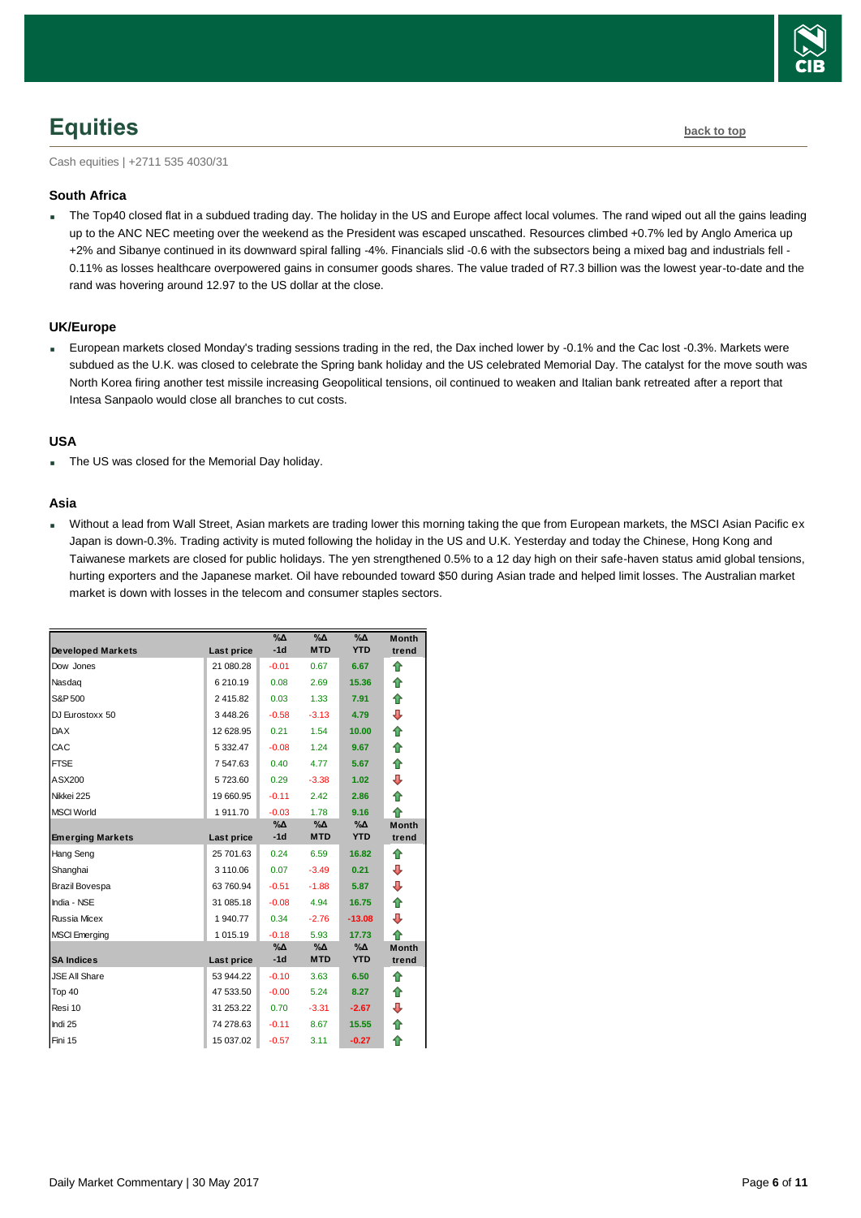# Equities

back to top

Cash equities | +2711 535 4030/31

### South Africa

- The Top40 closed flat in a subdued trading day. The holiday in the US and Europe affect local volumes. The rand wiped out all the gains leading up to the ANC NEC meeting over the weekend as the President was escaped unscathed. Resources climbed +0.7% led by Anglo America up +2% and Sibanye continued in its downward spiral falling -4%. Financials slid -0.6 with the subsectors being a mixed bag and industrials fell -0.11% as losses healthcare overpowered gains in consumer goods shares. The value traded of R7.3 billion was the lowest year-to-date and the rand was hovering around 12.97 to the US dollar at the close.

### UK/Europe

- European markets closed Monday's trading sessions trading in the red, the Dax inched lower by -0.1% and the Cac lost -0.3%. Markets were subdued as the U.K. was closed to celebrate the Spring bank holiday and the US celebrated Memorial Day. The catalyst for the move south was North Korea firing another test missile increasing Geopolitical tensions, oil continued to weaken and Italian bank retreated after a report that Intesa Sanpaolo would close all branches to cut costs.

### USA

- The US was closed for the Memorial Day holiday.

### Asia

- Without a lead from Wall Street, Asian markets are trading lower this morning taking the que from European markets, the MSCI Asian Pacific ex Japan is down-0.3%. Trading activity is muted following the holiday in the US and U.K. Yesterday and today the Chinese, Hong Kong and Taiwanese markets are closed for public holidays. The yen strengthened 0.5% to a 12 day high on their safe-haven status amid global tensions, hurting exporters and the Japanese market. Oil have rebounded toward $50 during Asian trade and helped limit losses. The Australian market market is down with losses in the telecom and consumer staples sectors.

| Developed Markets | Last price | %Δ -1d | %Δ MTD | %Δ YTD | Month trend |
|---|---|---|---|---|---|
| Dow Jones | 21 080.28 | -0.01 | 0.67 | 6.67 | ⇧ |
| Nasdaq | 6 210.19 | 0.08 | 2.69 | 15.36 | ⇧ |
| S&P 500 | 2 415.82 | 0.03 | 1.33 | 7.91 | ⇧ |
| DJ Eurostoxx 50 | 3 448.26 | -0.58 | -3.13 | 4.79 | ⇩ |
| DAX | 12 628.95 | 0.21 | 1.54 | 10.00 | ⇧ |
| CAC | 5 332.47 | -0.08 | 1.24 | 9.67 | ⇧ |
| FTSE | 7 547.63 | 0.40 | 4.77 | 5.67 | ⇧ |
| ASX200 | 5 723.60 | 0.29 | -3.38 | 1.02 | ⇩ |
| Nikkei 225 | 19 660.95 | -0.11 | 2.42 | 2.86 | ⇧ |
| MSCI World | 1 911.70 | -0.03 | 1.78 | 9.16 | ⇧ |
| **Emerging Markets** | **Last price** | **%Δ -1d** | **%Δ MTD** | **%Δ YTD** | **Month trend** |
| Hang Seng | 25 701.63 | 0.24 | 6.59 | 16.82 | ⇧ |
| Shanghai | 3 110.06 | 0.07 | -3.49 | 0.21 | ⇩ |
| Brazil Bovespa | 63 760.94 | -0.51 | -1.88 | 5.87 | ⇩ |
| India - NSE | 31 085.18 | -0.08 | 4.94 | 16.75 | ⇧ |
| Russia Micex | 1 940.77 | 0.34 | -2.76 | -13.08 | ⇩ |
| MSCI Emerging | 1 015.19 | -0.18 | 5.93 | 17.73 | ⇧ |
| **SA Indices** | **Last price** | **%Δ -1d** | **%Δ MTD** | **%Δ YTD** | **Month trend** |
| JSE All Share | 53 944.22 | -0.10 | 3.63 | 6.50 | ⇧ |
| Top 40 | 47 533.50 | -0.00 | 5.24 | 8.27 | ⇧ |
| Resi 10 | 31 253.22 | 0.70 | -3.31 | -2.67 | ⇩ |
| Indi 25 | 74 278.63 | -0.11 | 8.67 | 15.55 | ⇧ |
| Fini 15 | 15 037.02 | -0.57 | 3.11 | -0.27 | ⇧ |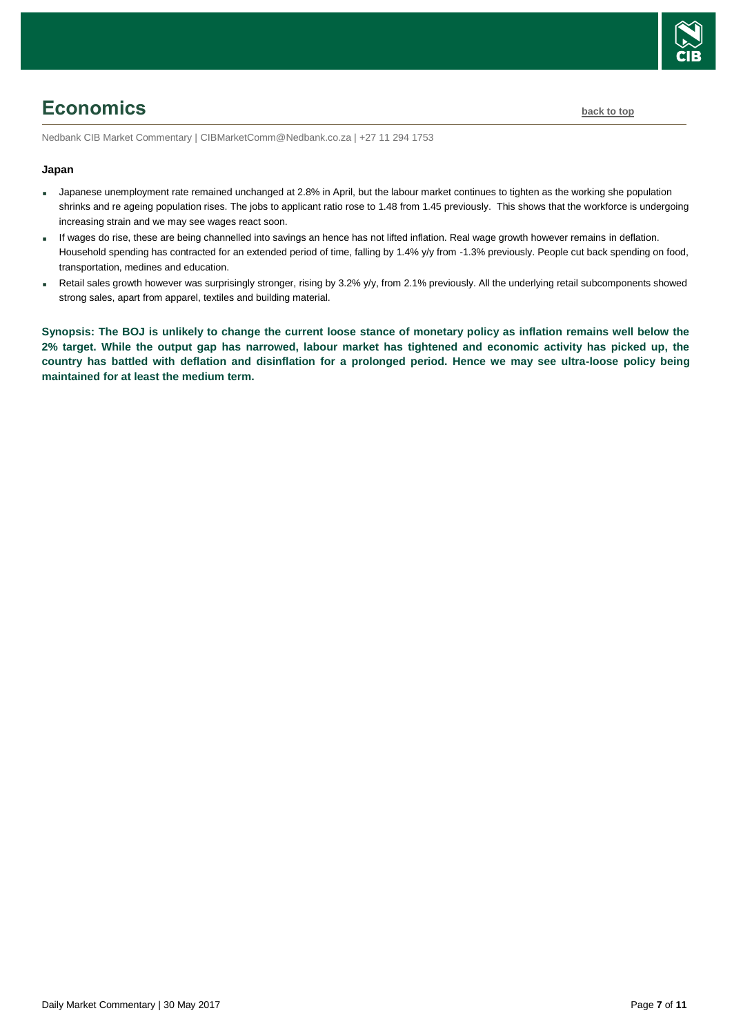# Economics

back to top

Nedbank CIB Market Commentary | CIBMarketComm@Nedbank.co.za | +27 11 294 1753

**Japan**

- Japanese unemployment rate remained unchanged at 2.8% in April, but the labour market continues to tighten as the working she population shrinks and re ageing population rises. The jobs to applicant ratio rose to 1.48 from 1.45 previously. This shows that the workforce is undergoing increasing strain and we may see wages react soon.
- If wages do rise, these are being channelled into savings an hence has not lifted inflation. Real wage growth however remains in deflation. Household spending has contracted for an extended period of time, falling by 1.4% y/y from -1.3% previously. People cut back spending on food, transportation, medines and education.
- Retail sales growth however was surprisingly stronger, rising by 3.2% y/y, from 2.1% previously. All the underlying retail subcomponents showed strong sales, apart from apparel, textiles and building material.

**Synopsis: The BOJ is unlikely to change the current loose stance of monetary policy as inflation remains well below the 2% target. While the output gap has narrowed, labour market has tightened and economic activity has picked up, the country has battled with deflation and disinflation for a prolonged period. Hence we may see ultra-loose policy being maintained for at least the medium term.**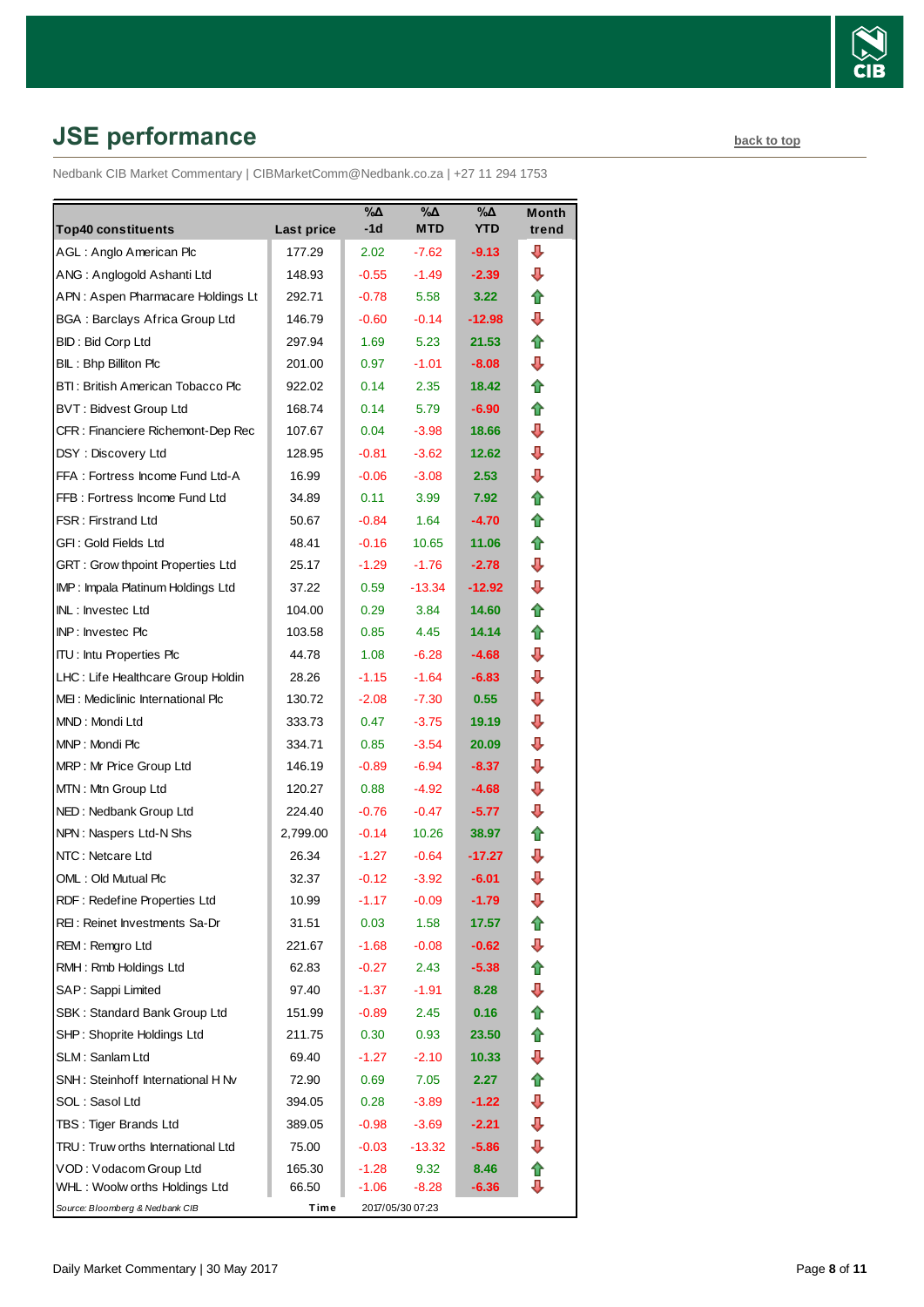## JSE performance

back to top

Nedbank CIB Market Commentary | CIBMarketComm@Nedbank.co.za | +27 11 294 1753

| Top40 constituents | Last price | %Δ -1d | %Δ MTD | %Δ YTD | Month trend |
|---|---|---|---|---|---|
| AGL : Anglo American Plc | 177.29 | 2.02 | -7.62 | -9.13 | ⇩ |
| ANG : Anglogold Ashanti Ltd | 148.93 | -0.55 | -1.49 | -2.39 | ⇩ |
| APN : Aspen Pharmacare Holdings Lt | 292.71 | -0.78 | 5.58 | 3.22 | ⇧ |
| BGA : Barclays Africa Group Ltd | 146.79 | -0.60 | -0.14 | -12.98 | ⇩ |
| BID : Bid Corp Ltd | 297.94 | 1.69 | 5.23 | 21.53 | ⇧ |
| BIL : Bhp Billiton Plc | 201.00 | 0.97 | -1.01 | -8.08 | ⇩ |
| BTI : British American Tobacco Plc | 922.02 | 0.14 | 2.35 | 18.42 | ⇧ |
| BVT : Bidvest Group Ltd | 168.74 | 0.14 | 5.79 | -6.90 | ⇧ |
| CFR : Financiere Richemont-Dep Rec | 107.67 | 0.04 | -3.98 | 18.66 | ⇩ |
| DSY : Discovery Ltd | 128.95 | -0.81 | -3.62 | 12.62 | ⇩ |
| FFA : Fortress Income Fund Ltd-A | 16.99 | -0.06 | -3.08 | 2.53 | ⇩ |
| FFB : Fortress Income Fund Ltd | 34.89 | 0.11 | 3.99 | 7.92 | ⇧ |
| FSR : Firstrand Ltd | 50.67 | -0.84 | 1.64 | -4.70 | ⇧ |
| GFI : Gold Fields Ltd | 48.41 | -0.16 | 10.65 | 11.06 | ⇧ |
| GRT : Growthpoint Properties Ltd | 25.17 | -1.29 | -1.76 | -2.78 | ⇩ |
| IMP : Impala Platinum Holdings Ltd | 37.22 | 0.59 | -13.34 | -12.92 | ⇩ |
| INL : Investec Ltd | 104.00 | 0.29 | 3.84 | 14.60 | ⇧ |
| INP : Investec Plc | 103.58 | 0.85 | 4.45 | 14.14 | ⇧ |
| ITU : Intu Properties Plc | 44.78 | 1.08 | -6.28 | -4.68 | ⇩ |
| LHC : Life Healthcare Group Holdin | 28.26 | -1.15 | -1.64 | -6.83 | ⇩ |
| MEI : Mediclinic International Plc | 130.72 | -2.08 | -7.30 | 0.55 | ⇩ |
| MND : Mondi Ltd | 333.73 | 0.47 | -3.75 | 19.19 | ⇩ |
| MNP : Mondi Plc | 334.71 | 0.85 | -3.54 | 20.09 | ⇩ |
| MRP : Mr Price Group Ltd | 146.19 | -0.89 | -6.94 | -8.37 | ⇩ |
| MTN : Mtn Group Ltd | 120.27 | 0.88 | -4.92 | -4.68 | ⇩ |
| NED : Nedbank Group Ltd | 224.40 | -0.76 | -0.47 | -5.77 | ⇩ |
| NPN : Naspers Ltd-N Shs | 2,799.00 | -0.14 | 10.26 | 38.97 | ⇧ |
| NTC : Netcare Ltd | 26.34 | -1.27 | -0.64 | -17.27 | ⇩ |
| OML : Old Mutual Plc | 32.37 | -0.12 | -3.92 | -6.01 | ⇩ |
| RDF : Redefine Properties Ltd | 10.99 | -1.17 | -0.09 | -1.79 | ⇩ |
| REI : Reinet Investments Sa-Dr | 31.51 | 0.03 | 1.58 | 17.57 | ⇧ |
| REM : Remgro Ltd | 221.67 | -1.68 | -0.08 | -0.62 | ⇩ |
| RMH : Rmb Holdings Ltd | 62.83 | -0.27 | 2.43 | -5.38 | ⇧ |
| SAP : Sappi Limited | 97.40 | -1.37 | -1.91 | 8.28 | ⇩ |
| SBK : Standard Bank Group Ltd | 151.99 | -0.89 | 2.45 | 0.16 | ⇧ |
| SHP : Shoprite Holdings Ltd | 211.75 | 0.30 | 0.93 | 23.50 | ⇧ |
| SLM : Sanlam Ltd | 69.40 | -1.27 | -2.10 | 10.33 | ⇩ |
| SNH : Steinhoff International H Nv | 72.90 | 0.69 | 7.05 | 2.27 | ⇧ |
| SOL : Sasol Ltd | 394.05 | 0.28 | -3.89 | -1.22 | ⇩ |
| TBS : Tiger Brands Ltd | 389.05 | -0.98 | -3.69 | -2.21 | ⇩ |
| TRU : Truworths International Ltd | 75.00 | -0.03 | -13.32 | -5.86 | ⇩ |
| VOD : Vodacom Group Ltd | 165.30 | -1.28 | 9.32 | 8.46 | ⇧ |
| WHL : Woolworths Holdings Ltd | 66.50 | -1.06 | -8.28 | -6.36 | ⇩ |

*Source: Bloomberg & Nedbank CIB* Time 2017/05/30 07:23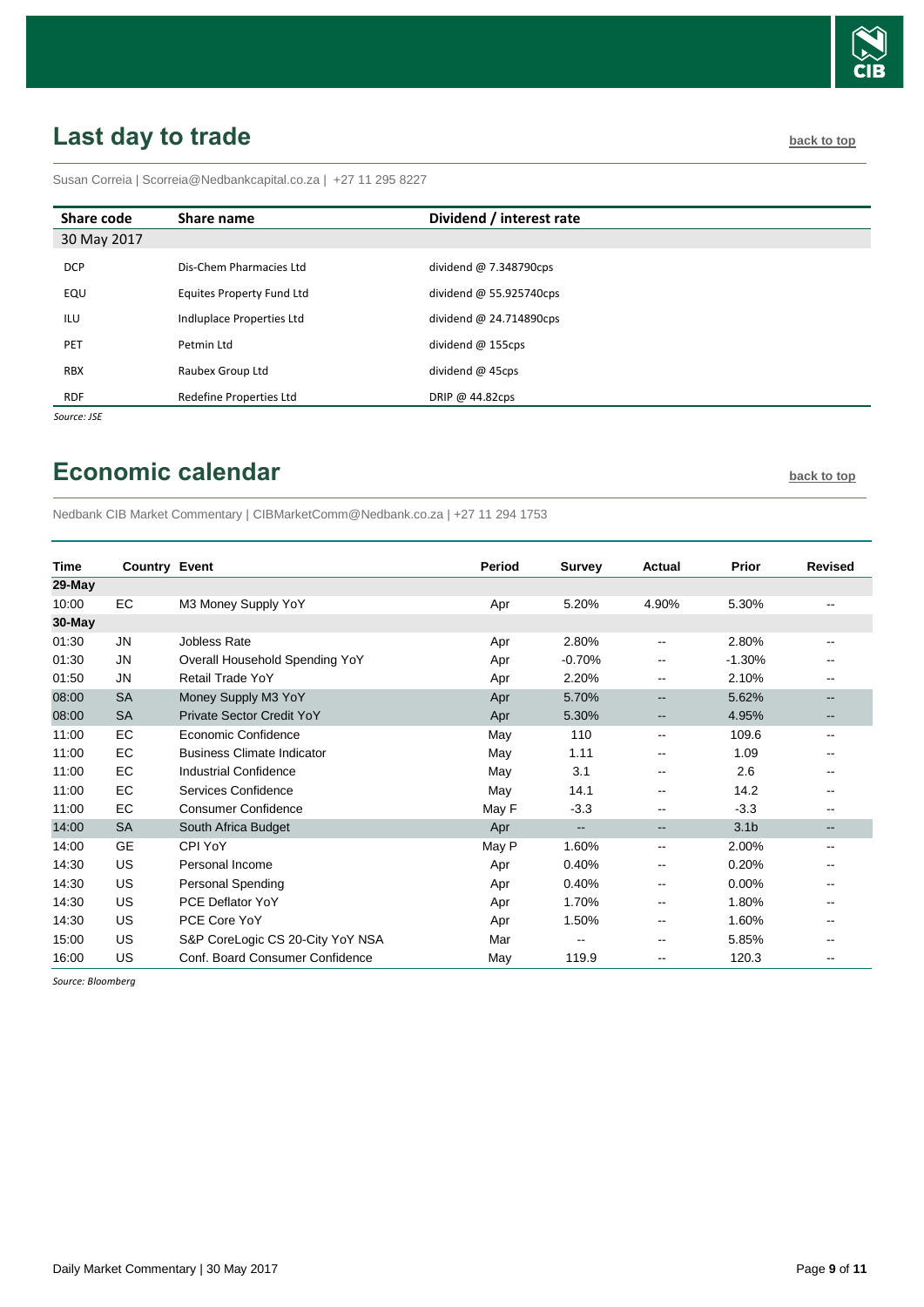## Last day to trade

back to top

Susan Correia | Scorreia@Nedbankcapital.co.za | +27 11 295 8227

| Share code | Share name | Dividend / interest rate |
|---|---|---|
| 30 May 2017 | | |
| DCP | Dis-Chem Pharmacies Ltd | dividend @ 7.348790cps |
| EQU | Equites Property Fund Ltd | dividend @ 55.925740cps |
| ILU | Indluplace Properties Ltd | dividend @ 24.714890cps |
| PET | Petmin Ltd | dividend @ 155cps |
| RBX | Raubex Group Ltd | dividend @ 45cps |
| RDF | Redefine Properties Ltd | DRIP @ 44.82cps |

*Source: JSE*

## Economic calendar

back to top

Nedbank CIB Market Commentary | CIBMarketComm@Nedbank.co.za | +27 11 294 1753

| Time | Country | Event | Period | Survey | Actual | Prior | Revised |
|---|---|---|---|---|---|---|---|
| **29-May** | | | | | | | |
| 10:00 | EC | M3 Money Supply YoY | Apr | 5.20% | 4.90% | 5.30% | -- |
| **30-May** | | | | | | | |
| 01:30 | JN | Jobless Rate | Apr | 2.80% | -- | 2.80% | -- |
| 01:30 | JN | Overall Household Spending YoY | Apr | -0.70% | -- | -1.30% | -- |
| 01:50 | JN | Retail Trade YoY | Apr | 2.20% | -- | 2.10% | -- |
| 08:00 | SA | Money Supply M3 YoY | Apr | 5.70% | -- | 5.62% | -- |
| 08:00 | SA | Private Sector Credit YoY | Apr | 5.30% | -- | 4.95% | -- |
| 11:00 | EC | Economic Confidence | May | 110 | -- | 109.6 | -- |
| 11:00 | EC | Business Climate Indicator | May | 1.11 | -- | 1.09 | -- |
| 11:00 | EC | Industrial Confidence | May | 3.1 | -- | 2.6 | -- |
| 11:00 | EC | Services Confidence | May | 14.1 | -- | 14.2 | -- |
| 11:00 | EC | Consumer Confidence | May F | -3.3 | -- | -3.3 | -- |
| 14:00 | SA | South Africa Budget | Apr | -- | -- | 3.1b | -- |
| 14:00 | GE | CPI YoY | May P | 1.60% | -- | 2.00% | -- |
| 14:30 | US | Personal Income | Apr | 0.40% | -- | 0.20% | -- |
| 14:30 | US | Personal Spending | Apr | 0.40% | -- | 0.00% | -- |
| 14:30 | US | PCE Deflator YoY | Apr | 1.70% | -- | 1.80% | -- |
| 14:30 | US | PCE Core YoY | Apr | 1.50% | -- | 1.60% | -- |
| 15:00 | US | S&P CoreLogic CS 20-City YoY NSA | Mar | -- | -- | 5.85% | -- |
| 16:00 | US | Conf. Board Consumer Confidence | May | 119.9 | -- | 120.3 | -- |

*Source: Bloomberg*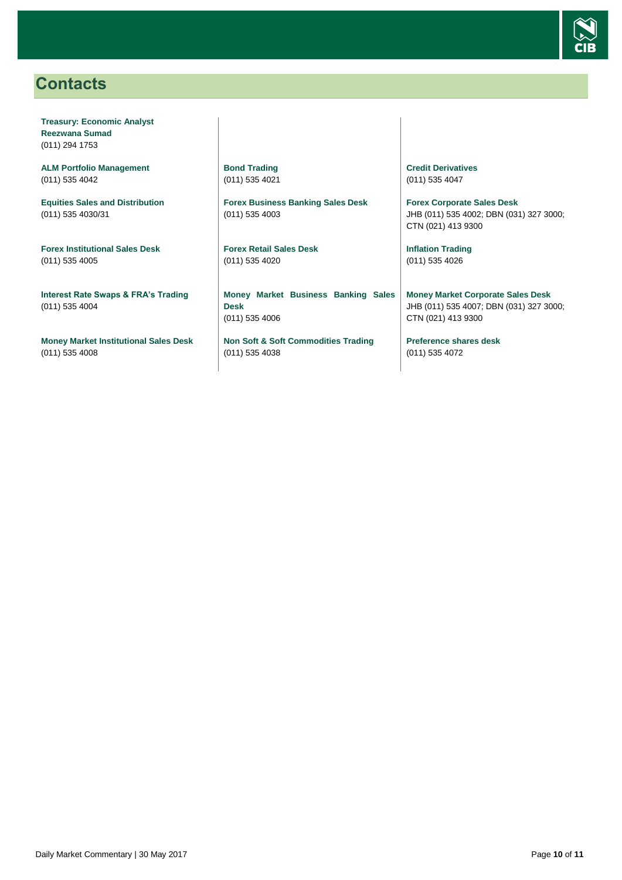# Contacts

**Treasury: Economic Analyst**
**Reezwana Sumad**
(011) 294 1753

**ALM Portfolio Management**
(011) 535 4042

**Equities Sales and Distribution**
(011) 535 4030/31

**Forex Institutional Sales Desk**
(011) 535 4005

**Interest Rate Swaps & FRA's Trading**
(011) 535 4004

**Money Market Institutional Sales Desk**
(011) 535 4008

**Bond Trading**
(011) 535 4021

**Forex Business Banking Sales Desk**
(011) 535 4003

**Forex Retail Sales Desk**
(011) 535 4020

**Money Market Business Banking Sales Desk**
(011) 535 4006

**Non Soft & Soft Commodities Trading**
(011) 535 4038

**Credit Derivatives**
(011) 535 4047

**Forex Corporate Sales Desk**
JHB (011) 535 4002; DBN (031) 327 3000; CTN (021) 413 9300

**Inflation Trading**
(011) 535 4026

**Money Market Corporate Sales Desk**
JHB (011) 535 4007; DBN (031) 327 3000; CTN (021) 413 9300

**Preference shares desk**
(011) 535 4072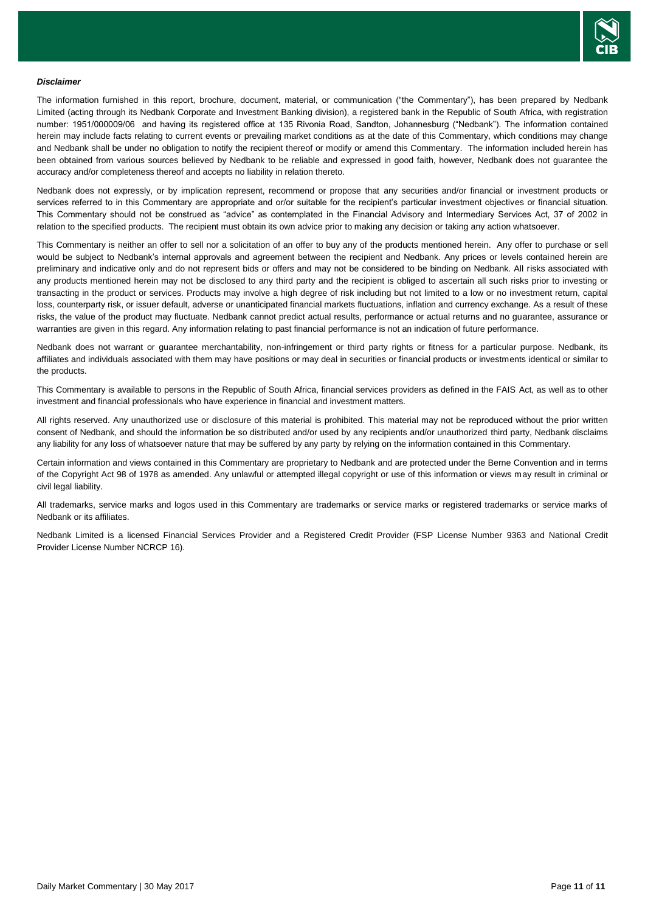***Disclaimer***

The information furnished in this report, brochure, document, material, or communication ("the Commentary"), has been prepared by Nedbank Limited (acting through its Nedbank Corporate and Investment Banking division), a registered bank in the Republic of South Africa, with registration number: 1951/000009/06 and having its registered office at 135 Rivonia Road, Sandton, Johannesburg ("Nedbank"). The information contained herein may include facts relating to current events or prevailing market conditions as at the date of this Commentary, which conditions may change and Nedbank shall be under no obligation to notify the recipient thereof or modify or amend this Commentary. The information included herein has been obtained from various sources believed by Nedbank to be reliable and expressed in good faith, however, Nedbank does not guarantee the accuracy and/or completeness thereof and accepts no liability in relation thereto.

Nedbank does not expressly, or by implication represent, recommend or propose that any securities and/or financial or investment products or services referred to in this Commentary are appropriate and or/or suitable for the recipient's particular investment objectives or financial situation. This Commentary should not be construed as "advice" as contemplated in the Financial Advisory and Intermediary Services Act, 37 of 2002 in relation to the specified products. The recipient must obtain its own advice prior to making any decision or taking any action whatsoever.

This Commentary is neither an offer to sell nor a solicitation of an offer to buy any of the products mentioned herein. Any offer to purchase or sell would be subject to Nedbank's internal approvals and agreement between the recipient and Nedbank. Any prices or levels contained herein are preliminary and indicative only and do not represent bids or offers and may not be considered to be binding on Nedbank. All risks associated with any products mentioned herein may not be disclosed to any third party and the recipient is obliged to ascertain all such risks prior to investing or transacting in the product or services. Products may involve a high degree of risk including but not limited to a low or no investment return, capital loss, counterparty risk, or issuer default, adverse or unanticipated financial markets fluctuations, inflation and currency exchange. As a result of these risks, the value of the product may fluctuate. Nedbank cannot predict actual results, performance or actual returns and no guarantee, assurance or warranties are given in this regard. Any information relating to past financial performance is not an indication of future performance.

Nedbank does not warrant or guarantee merchantability, non-infringement or third party rights or fitness for a particular purpose. Nedbank, its affiliates and individuals associated with them may have positions or may deal in securities or financial products or investments identical or similar to the products.

This Commentary is available to persons in the Republic of South Africa, financial services providers as defined in the FAIS Act, as well as to other investment and financial professionals who have experience in financial and investment matters.

All rights reserved. Any unauthorized use or disclosure of this material is prohibited. This material may not be reproduced without the prior written consent of Nedbank, and should the information be so distributed and/or used by any recipients and/or unauthorized third party, Nedbank disclaims any liability for any loss of whatsoever nature that may be suffered by any party by relying on the information contained in this Commentary.

Certain information and views contained in this Commentary are proprietary to Nedbank and are protected under the Berne Convention and in terms of the Copyright Act 98 of 1978 as amended. Any unlawful or attempted illegal copyright or use of this information or views may result in criminal or civil legal liability.

All trademarks, service marks and logos used in this Commentary are trademarks or service marks or registered trademarks or service marks of Nedbank or its affiliates.

Nedbank Limited is a licensed Financial Services Provider and a Registered Credit Provider (FSP License Number 9363 and National Credit Provider License Number NCRCP 16).